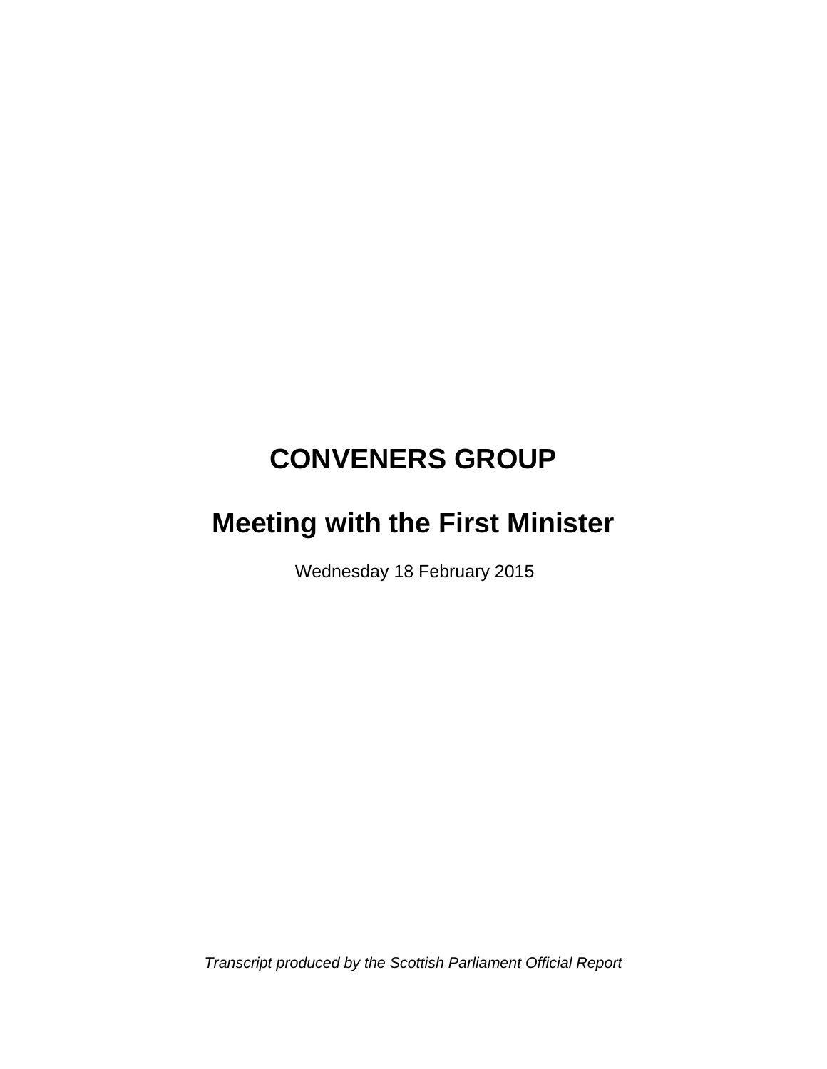# CONVENERS GROUP

# Meeting with the First Minister

Wednesday 18 February 2015

*Transcript produced by the Scottish Parliament Official Report*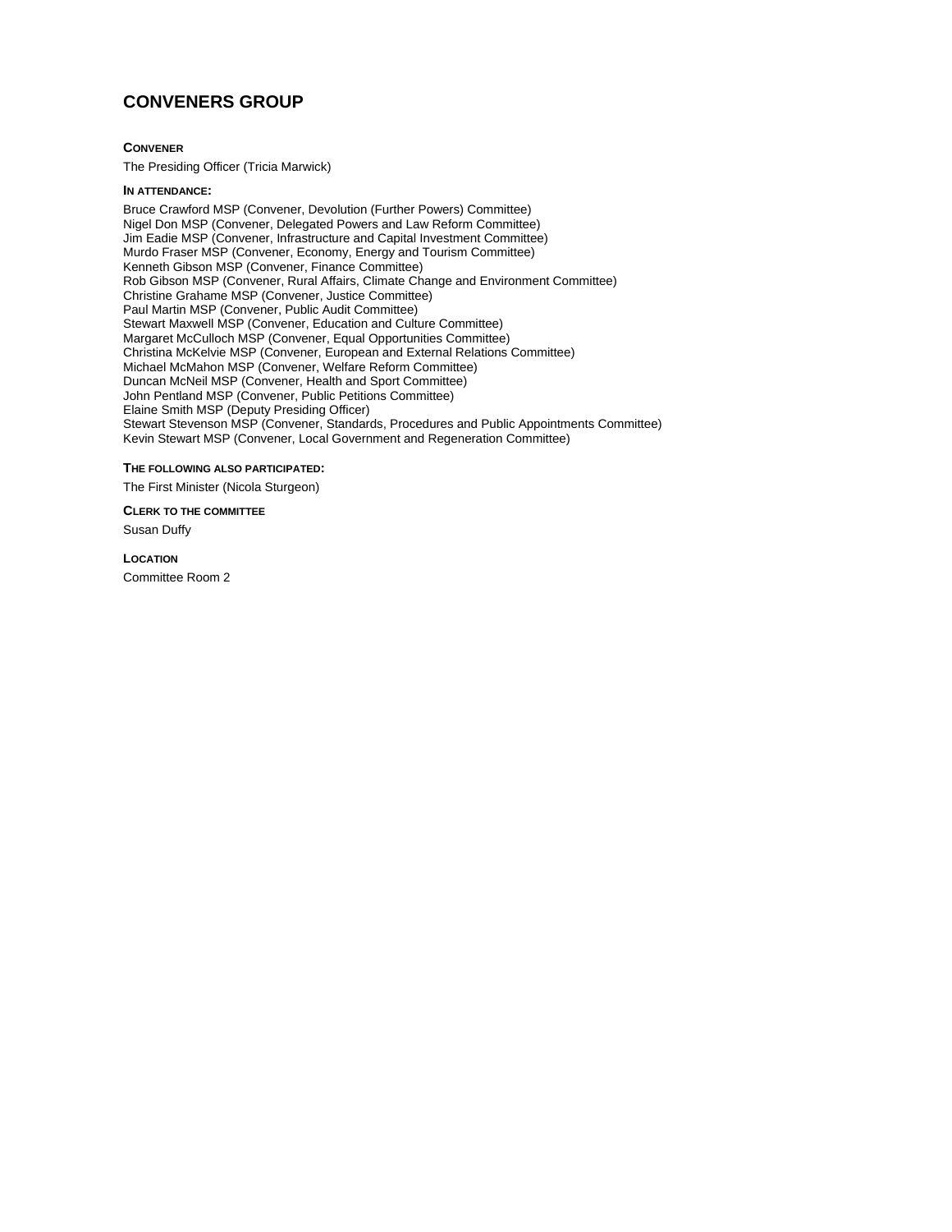# CONVENERS GROUP

**CONVENER**

The Presiding Officer (Tricia Marwick)

**IN ATTENDANCE:**

Bruce Crawford MSP (Convener, Devolution (Further Powers) Committee)
Nigel Don MSP (Convener, Delegated Powers and Law Reform Committee)
Jim Eadie MSP (Convener, Infrastructure and Capital Investment Committee)
Murdo Fraser MSP (Convener, Economy, Energy and Tourism Committee)
Kenneth Gibson MSP (Convener, Finance Committee)
Rob Gibson MSP (Convener, Rural Affairs, Climate Change and Environment Committee)
Christine Grahame MSP (Convener, Justice Committee)
Paul Martin MSP (Convener, Public Audit Committee)
Stewart Maxwell MSP (Convener, Education and Culture Committee)
Margaret McCulloch MSP (Convener, Equal Opportunities Committee)
Christina McKelvie MSP (Convener, European and External Relations Committee)
Michael McMahon MSP (Convener, Welfare Reform Committee)
Duncan McNeil MSP (Convener, Health and Sport Committee)
John Pentland MSP (Convener, Public Petitions Committee)
Elaine Smith MSP (Deputy Presiding Officer)
Stewart Stevenson MSP (Convener, Standards, Procedures and Public Appointments Committee)
Kevin Stewart MSP (Convener, Local Government and Regeneration Committee)

**THE FOLLOWING ALSO PARTICIPATED:**

The First Minister (Nicola Sturgeon)

**CLERK TO THE COMMITTEE**

Susan Duffy

**LOCATION**

Committee Room 2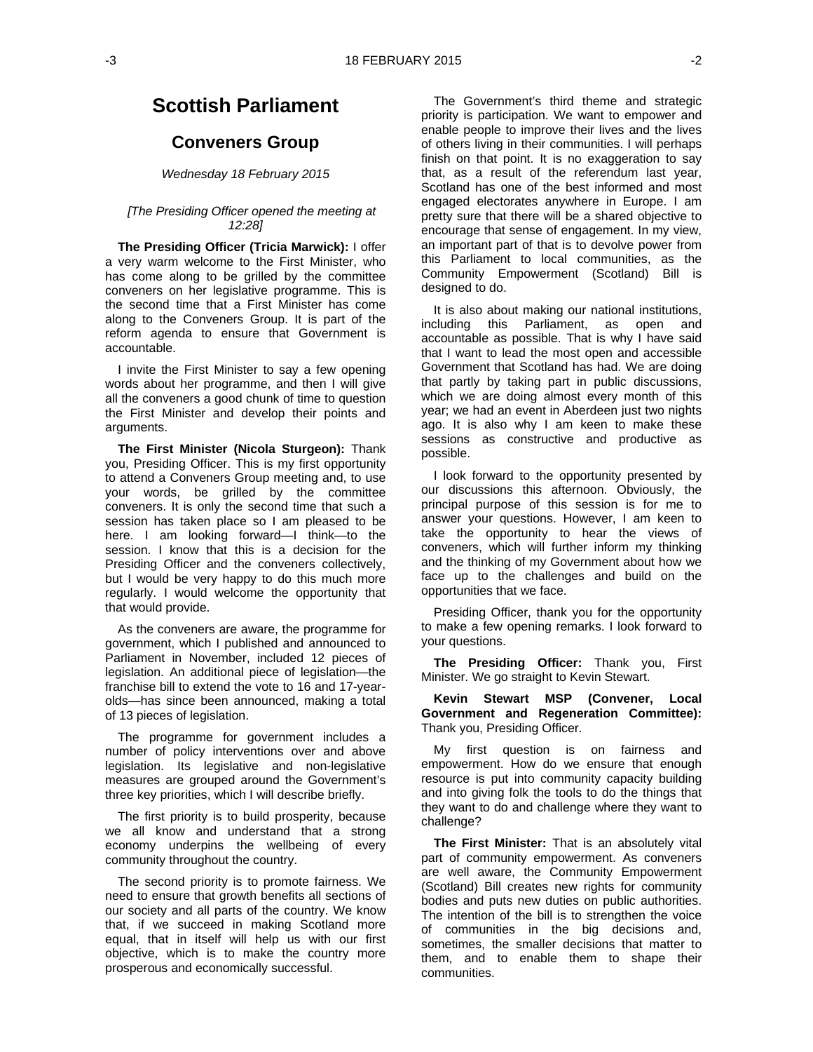# Scottish Parliament

## Conveners Group

*Wednesday 18 February 2015*

*[The Presiding Officer opened the meeting at 12:28]*

**The Presiding Officer (Tricia Marwick):** I offer a very warm welcome to the First Minister, who has come along to be grilled by the committee conveners on her legislative programme. This is the second time that a First Minister has come along to the Conveners Group. It is part of the reform agenda to ensure that Government is accountable.

I invite the First Minister to say a few opening words about her programme, and then I will give all the conveners a good chunk of time to question the First Minister and develop their points and arguments.

**The First Minister (Nicola Sturgeon):** Thank you, Presiding Officer. This is my first opportunity to attend a Conveners Group meeting and, to use your words, be grilled by the committee conveners. It is only the second time that such a session has taken place so I am pleased to be here. I am looking forward—I think—to the session. I know that this is a decision for the Presiding Officer and the conveners collectively, but I would be very happy to do this much more regularly. I would welcome the opportunity that that would provide.

As the conveners are aware, the programme for government, which I published and announced to Parliament in November, included 12 pieces of legislation. An additional piece of legislation—the franchise bill to extend the vote to 16 and 17-year-olds—has since been announced, making a total of 13 pieces of legislation.

The programme for government includes a number of policy interventions over and above legislation. Its legislative and non-legislative measures are grouped around the Government's three key priorities, which I will describe briefly.

The first priority is to build prosperity, because we all know and understand that a strong economy underpins the wellbeing of every community throughout the country.

The second priority is to promote fairness. We need to ensure that growth benefits all sections of our society and all parts of the country. We know that, if we succeed in making Scotland more equal, that in itself will help us with our first objective, which is to make the country more prosperous and economically successful.

The Government's third theme and strategic priority is participation. We want to empower and enable people to improve their lives and the lives of others living in their communities. I will perhaps finish on that point. It is no exaggeration to say that, as a result of the referendum last year, Scotland has one of the best informed and most engaged electorates anywhere in Europe. I am pretty sure that there will be a shared objective to encourage that sense of engagement. In my view, an important part of that is to devolve power from this Parliament to local communities, as the Community Empowerment (Scotland) Bill is designed to do.

It is also about making our national institutions, including this Parliament, as open and accountable as possible. That is why I have said that I want to lead the most open and accessible Government that Scotland has had. We are doing that partly by taking part in public discussions, which we are doing almost every month of this year; we had an event in Aberdeen just two nights ago. It is also why I am keen to make these sessions as constructive and productive as possible.

I look forward to the opportunity presented by our discussions this afternoon. Obviously, the principal purpose of this session is for me to answer your questions. However, I am keen to take the opportunity to hear the views of conveners, which will further inform my thinking and the thinking of my Government about how we face up to the challenges and build on the opportunities that we face.

Presiding Officer, thank you for the opportunity to make a few opening remarks. I look forward to your questions.

**The Presiding Officer:** Thank you, First Minister. We go straight to Kevin Stewart.

**Kevin Stewart MSP (Convener, Local Government and Regeneration Committee):** Thank you, Presiding Officer.

My first question is on fairness and empowerment. How do we ensure that enough resource is put into community capacity building and into giving folk the tools to do the things that they want to do and challenge where they want to challenge?

**The First Minister:** That is an absolutely vital part of community empowerment. As conveners are well aware, the Community Empowerment (Scotland) Bill creates new rights for community bodies and puts new duties on public authorities. The intention of the bill is to strengthen the voice of communities in the big decisions and, sometimes, the smaller decisions that matter to them, and to enable them to shape their communities.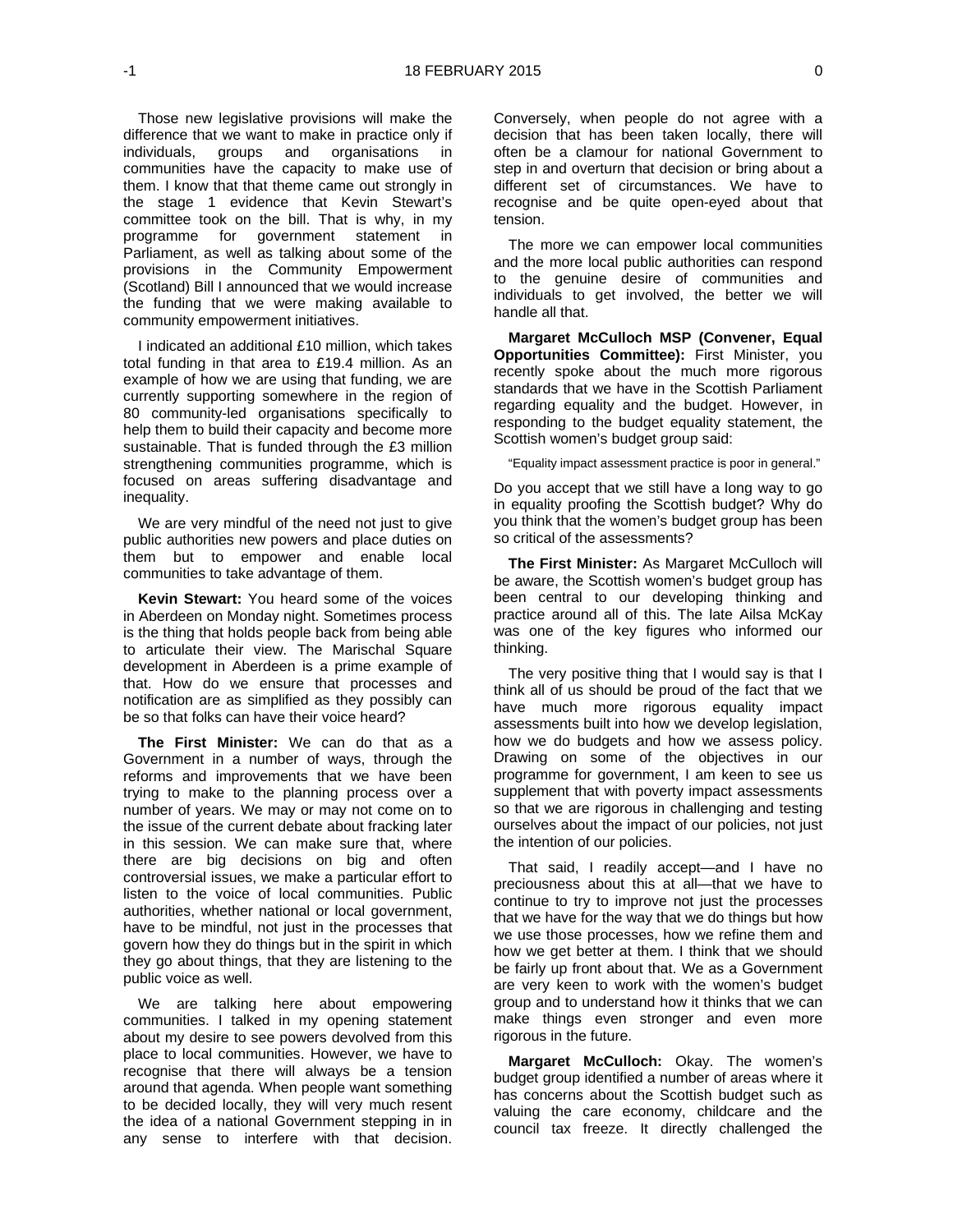Those new legislative provisions will make the difference that we want to make in practice only if individuals, groups and organisations in communities have the capacity to make use of them. I know that that theme came out strongly in the stage 1 evidence that Kevin Stewart's committee took on the bill. That is why, in my programme for government statement in Parliament, as well as talking about some of the provisions in the Community Empowerment (Scotland) Bill I announced that we would increase the funding that we were making available to community empowerment initiatives.

I indicated an additional £10 million, which takes total funding in that area to £19.4 million. As an example of how we are using that funding, we are currently supporting somewhere in the region of 80 community-led organisations specifically to help them to build their capacity and become more sustainable. That is funded through the £3 million strengthening communities programme, which is focused on areas suffering disadvantage and inequality.

We are very mindful of the need not just to give public authorities new powers and place duties on them but to empower and enable local communities to take advantage of them.

**Kevin Stewart:** You heard some of the voices in Aberdeen on Monday night. Sometimes process is the thing that holds people back from being able to articulate their view. The Marischal Square development in Aberdeen is a prime example of that. How do we ensure that processes and notification are as simplified as they possibly can be so that folks can have their voice heard?

**The First Minister:** We can do that as a Government in a number of ways, through the reforms and improvements that we have been trying to make to the planning process over a number of years. We may or may not come on to the issue of the current debate about fracking later in this session. We can make sure that, where there are big decisions on big and often controversial issues, we make a particular effort to listen to the voice of local communities. Public authorities, whether national or local government, have to be mindful, not just in the processes that govern how they do things but in the spirit in which they go about things, that they are listening to the public voice as well.

We are talking here about empowering communities. I talked in my opening statement about my desire to see powers devolved from this place to local communities. However, we have to recognise that there will always be a tension around that agenda. When people want something to be decided locally, they will very much resent the idea of a national Government stepping in in any sense to interfere with that decision. Conversely, when people do not agree with a decision that has been taken locally, there will often be a clamour for national Government to step in and overturn that decision or bring about a different set of circumstances. We have to recognise and be quite open-eyed about that tension.

The more we can empower local communities and the more local public authorities can respond to the genuine desire of communities and individuals to get involved, the better we will handle all that.

**Margaret McCulloch MSP (Convener, Equal Opportunities Committee):** First Minister, you recently spoke about the much more rigorous standards that we have in the Scottish Parliament regarding equality and the budget. However, in responding to the budget equality statement, the Scottish women's budget group said:

> "Equality impact assessment practice is poor in general."

Do you accept that we still have a long way to go in equality proofing the Scottish budget? Why do you think that the women's budget group has been so critical of the assessments?

**The First Minister:** As Margaret McCulloch will be aware, the Scottish women's budget group has been central to our developing thinking and practice around all of this. The late Ailsa McKay was one of the key figures who informed our thinking.

The very positive thing that I would say is that I think all of us should be proud of the fact that we have much more rigorous equality impact assessments built into how we develop legislation, how we do budgets and how we assess policy. Drawing on some of the objectives in our programme for government, I am keen to see us supplement that with poverty impact assessments so that we are rigorous in challenging and testing ourselves about the impact of our policies, not just the intention of our policies.

That said, I readily accept—and I have no preciousness about this at all—that we have to continue to try to improve not just the processes that we have for the way that we do things but how we use those processes, how we refine them and how we get better at them. I think that we should be fairly up front about that. We as a Government are very keen to work with the women's budget group and to understand how it thinks that we can make things even stronger and even more rigorous in the future.

**Margaret McCulloch:** Okay. The women's budget group identified a number of areas where it has concerns about the Scottish budget such as valuing the care economy, childcare and the council tax freeze. It directly challenged the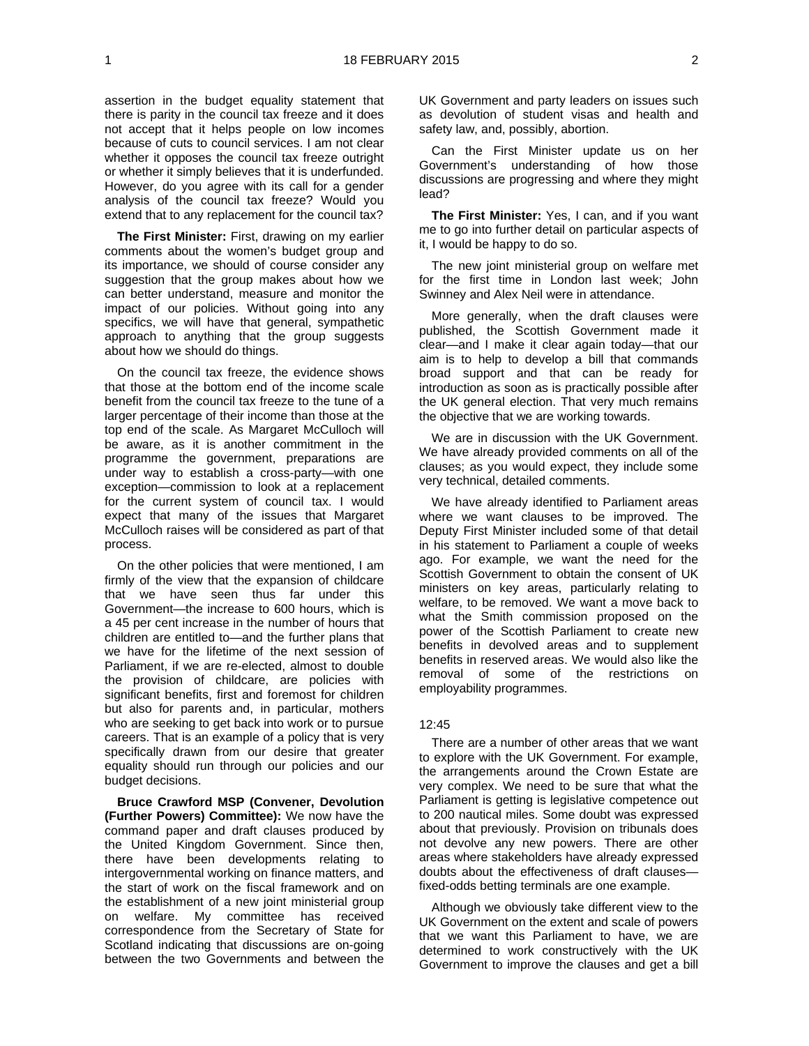assertion in the budget equality statement that there is parity in the council tax freeze and it does not accept that it helps people on low incomes because of cuts to council services. I am not clear whether it opposes the council tax freeze outright or whether it simply believes that it is underfunded. However, do you agree with its call for a gender analysis of the council tax freeze? Would you extend that to any replacement for the council tax?

**The First Minister:** First, drawing on my earlier comments about the women's budget group and its importance, we should of course consider any suggestion that the group makes about how we can better understand, measure and monitor the impact of our policies. Without going into any specifics, we will have that general, sympathetic approach to anything that the group suggests about how we should do things.

On the council tax freeze, the evidence shows that those at the bottom end of the income scale benefit from the council tax freeze to the tune of a larger percentage of their income than those at the top end of the scale. As Margaret McCulloch will be aware, as it is another commitment in the programme the government, preparations are under way to establish a cross-party—with one exception—commission to look at a replacement for the current system of council tax. I would expect that many of the issues that Margaret McCulloch raises will be considered as part of that process.

On the other policies that were mentioned, I am firmly of the view that the expansion of childcare that we have seen thus far under this Government—the increase to 600 hours, which is a 45 per cent increase in the number of hours that children are entitled to—and the further plans that we have for the lifetime of the next session of Parliament, if we are re-elected, almost to double the provision of childcare, are policies with significant benefits, first and foremost for children but also for parents and, in particular, mothers who are seeking to get back into work or to pursue careers. That is an example of a policy that is very specifically drawn from our desire that greater equality should run through our policies and our budget decisions.

**Bruce Crawford MSP (Convener, Devolution (Further Powers) Committee):** We now have the command paper and draft clauses produced by the United Kingdom Government. Since then, there have been developments relating to intergovernmental working on finance matters, and the start of work on the fiscal framework and on the establishment of a new joint ministerial group on welfare. My committee has received correspondence from the Secretary of State for Scotland indicating that discussions are on-going between the two Governments and between the UK Government and party leaders on issues such as devolution of student visas and health and safety law, and, possibly, abortion.

Can the First Minister update us on her Government's understanding of how those discussions are progressing and where they might lead?

**The First Minister:** Yes, I can, and if you want me to go into further detail on particular aspects of it, I would be happy to do so.

The new joint ministerial group on welfare met for the first time in London last week; John Swinney and Alex Neil were in attendance.

More generally, when the draft clauses were published, the Scottish Government made it clear—and I make it clear again today—that our aim is to help to develop a bill that commands broad support and that can be ready for introduction as soon as is practically possible after the UK general election. That very much remains the objective that we are working towards.

We are in discussion with the UK Government. We have already provided comments on all of the clauses; as you would expect, they include some very technical, detailed comments.

We have already identified to Parliament areas where we want clauses to be improved. The Deputy First Minister included some of that detail in his statement to Parliament a couple of weeks ago. For example, we want the need for the Scottish Government to obtain the consent of UK ministers on key areas, particularly relating to welfare, to be removed. We want a move back to what the Smith commission proposed on the power of the Scottish Parliament to create new benefits in devolved areas and to supplement benefits in reserved areas. We would also like the removal of some of the restrictions on employability programmes.

12:45

There are a number of other areas that we want to explore with the UK Government. For example, the arrangements around the Crown Estate are very complex. We need to be sure that what the Parliament is getting is legislative competence out to 200 nautical miles. Some doubt was expressed about that previously. Provision on tribunals does not devolve any new powers. There are other areas where stakeholders have already expressed doubts about the effectiveness of draft clauses—fixed-odds betting terminals are one example.

Although we obviously take different view to the UK Government on the extent and scale of powers that we want this Parliament to have, we are determined to work constructively with the UK Government to improve the clauses and get a bill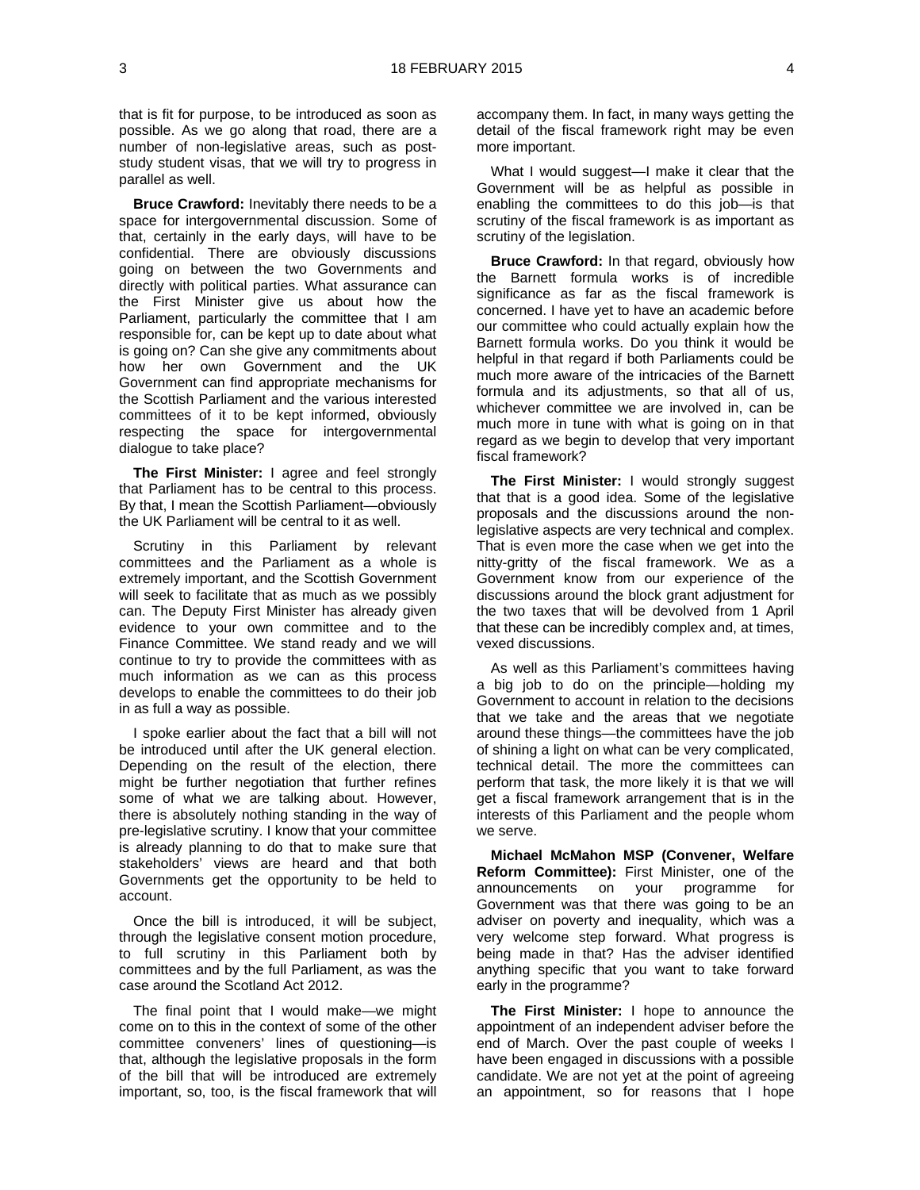that is fit for purpose, to be introduced as soon as possible. As we go along that road, there are a number of non-legislative areas, such as post-study student visas, that we will try to progress in parallel as well.

**Bruce Crawford:** Inevitably there needs to be a space for intergovernmental discussion. Some of that, certainly in the early days, will have to be confidential. There are obviously discussions going on between the two Governments and directly with political parties. What assurance can the First Minister give us about how the Parliament, particularly the committee that I am responsible for, can be kept up to date about what is going on? Can she give any commitments about how her own Government and the UK Government can find appropriate mechanisms for the Scottish Parliament and the various interested committees of it to be kept informed, obviously respecting the space for intergovernmental dialogue to take place?

**The First Minister:** I agree and feel strongly that Parliament has to be central to this process. By that, I mean the Scottish Parliament—obviously the UK Parliament will be central to it as well.

Scrutiny in this Parliament by relevant committees and the Parliament as a whole is extremely important, and the Scottish Government will seek to facilitate that as much as we possibly can. The Deputy First Minister has already given evidence to your own committee and to the Finance Committee. We stand ready and we will continue to try to provide the committees with as much information as we can as this process develops to enable the committees to do their job in as full a way as possible.

I spoke earlier about the fact that a bill will not be introduced until after the UK general election. Depending on the result of the election, there might be further negotiation that further refines some of what we are talking about. However, there is absolutely nothing standing in the way of pre-legislative scrutiny. I know that your committee is already planning to do that to make sure that stakeholders' views are heard and that both Governments get the opportunity to be held to account.

Once the bill is introduced, it will be subject, through the legislative consent motion procedure, to full scrutiny in this Parliament both by committees and by the full Parliament, as was the case around the Scotland Act 2012.

The final point that I would make—we might come on to this in the context of some of the other committee conveners' lines of questioning—is that, although the legislative proposals in the form of the bill that will be introduced are extremely important, so, too, is the fiscal framework that will accompany them. In fact, in many ways getting the detail of the fiscal framework right may be even more important.

What I would suggest—I make it clear that the Government will be as helpful as possible in enabling the committees to do this job—is that scrutiny of the fiscal framework is as important as scrutiny of the legislation.

**Bruce Crawford:** In that regard, obviously how the Barnett formula works is of incredible significance as far as the fiscal framework is concerned. I have yet to have an academic before our committee who could actually explain how the Barnett formula works. Do you think it would be helpful in that regard if both Parliaments could be much more aware of the intricacies of the Barnett formula and its adjustments, so that all of us, whichever committee we are involved in, can be much more in tune with what is going on in that regard as we begin to develop that very important fiscal framework?

**The First Minister:** I would strongly suggest that that is a good idea. Some of the legislative proposals and the discussions around the non-legislative aspects are very technical and complex. That is even more the case when we get into the nitty-gritty of the fiscal framework. We as a Government know from our experience of the discussions around the block grant adjustment for the two taxes that will be devolved from 1 April that these can be incredibly complex and, at times, vexed discussions.

As well as this Parliament's committees having a big job to do on the principle—holding my Government to account in relation to the decisions that we take and the areas that we negotiate around these things—the committees have the job of shining a light on what can be very complicated, technical detail. The more the committees can perform that task, the more likely it is that we will get a fiscal framework arrangement that is in the interests of this Parliament and the people whom we serve.

**Michael McMahon MSP (Convener, Welfare Reform Committee):** First Minister, one of the announcements on your programme for Government was that there was going to be an adviser on poverty and inequality, which was a very welcome step forward. What progress is being made in that? Has the adviser identified anything specific that you want to take forward early in the programme?

**The First Minister:** I hope to announce the appointment of an independent adviser before the end of March. Over the past couple of weeks I have been engaged in discussions with a possible candidate. We are not yet at the point of agreeing an appointment, so for reasons that I hope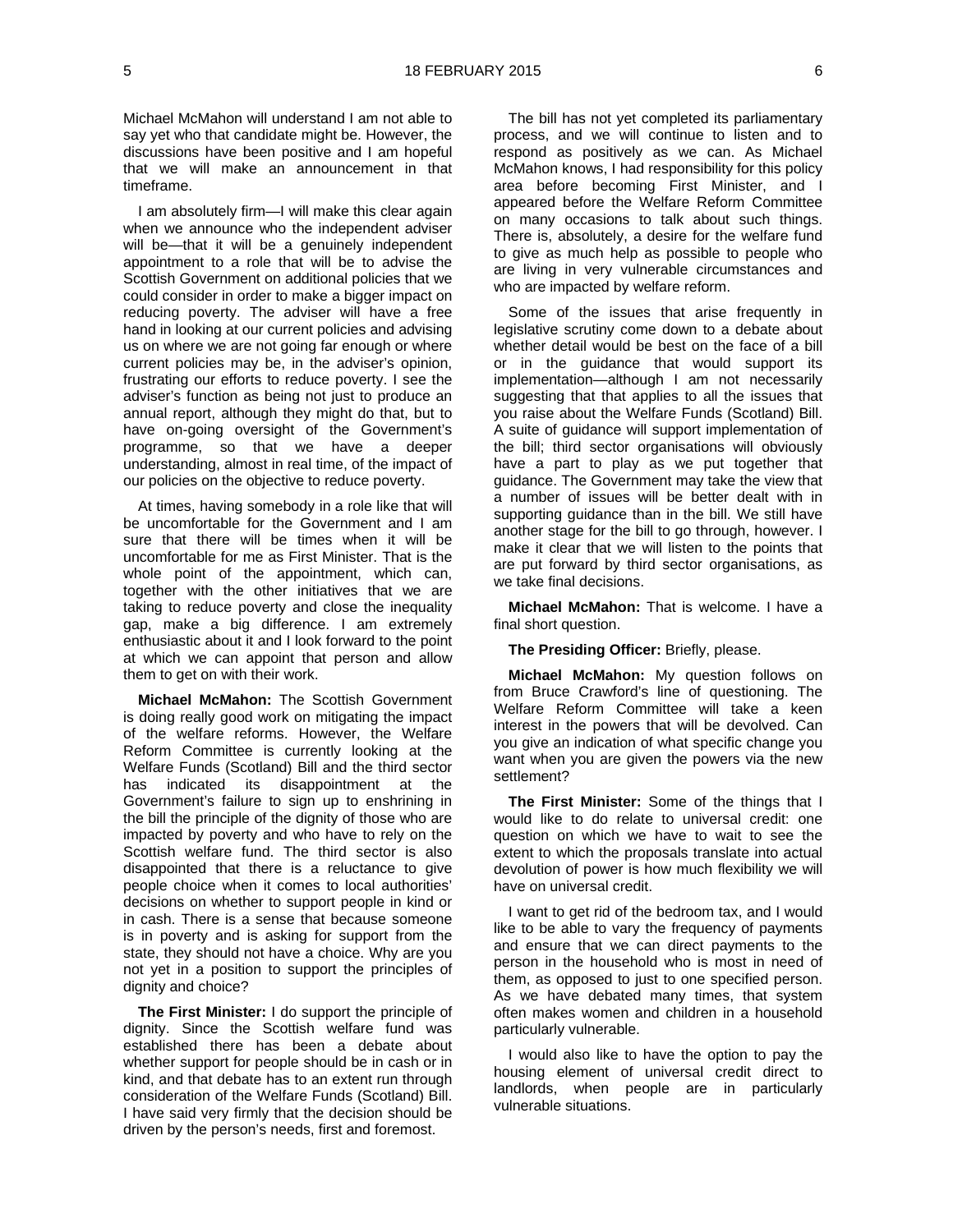Michael McMahon will understand I am not able to say yet who that candidate might be. However, the discussions have been positive and I am hopeful that we will make an announcement in that timeframe.

I am absolutely firm—I will make this clear again when we announce who the independent adviser will be—that it will be a genuinely independent appointment to a role that will be to advise the Scottish Government on additional policies that we could consider in order to make a bigger impact on reducing poverty. The adviser will have a free hand in looking at our current policies and advising us on where we are not going far enough or where current policies may be, in the adviser's opinion, frustrating our efforts to reduce poverty. I see the adviser's function as being not just to produce an annual report, although they might do that, but to have on-going oversight of the Government's programme, so that we have a deeper understanding, almost in real time, of the impact of our policies on the objective to reduce poverty.

At times, having somebody in a role like that will be uncomfortable for the Government and I am sure that there will be times when it will be uncomfortable for me as First Minister. That is the whole point of the appointment, which can, together with the other initiatives that we are taking to reduce poverty and close the inequality gap, make a big difference. I am extremely enthusiastic about it and I look forward to the point at which we can appoint that person and allow them to get on with their work.

**Michael McMahon:** The Scottish Government is doing really good work on mitigating the impact of the welfare reforms. However, the Welfare Reform Committee is currently looking at the Welfare Funds (Scotland) Bill and the third sector has indicated its disappointment at the Government's failure to sign up to enshrining in the bill the principle of the dignity of those who are impacted by poverty and who have to rely on the Scottish welfare fund. The third sector is also disappointed that there is a reluctance to give people choice when it comes to local authorities' decisions on whether to support people in kind or in cash. There is a sense that because someone is in poverty and is asking for support from the state, they should not have a choice. Why are you not yet in a position to support the principles of dignity and choice?

**The First Minister:** I do support the principle of dignity. Since the Scottish welfare fund was established there has been a debate about whether support for people should be in cash or in kind, and that debate has to an extent run through consideration of the Welfare Funds (Scotland) Bill. I have said very firmly that the decision should be driven by the person's needs, first and foremost.

The bill has not yet completed its parliamentary process, and we will continue to listen and to respond as positively as we can. As Michael McMahon knows, I had responsibility for this policy area before becoming First Minister, and I appeared before the Welfare Reform Committee on many occasions to talk about such things. There is, absolutely, a desire for the welfare fund to give as much help as possible to people who are living in very vulnerable circumstances and who are impacted by welfare reform.

Some of the issues that arise frequently in legislative scrutiny come down to a debate about whether detail would be best on the face of a bill or in the guidance that would support its implementation—although I am not necessarily suggesting that that applies to all the issues that you raise about the Welfare Funds (Scotland) Bill. A suite of guidance will support implementation of the bill; third sector organisations will obviously have a part to play as we put together that guidance. The Government may take the view that a number of issues will be better dealt with in supporting guidance than in the bill. We still have another stage for the bill to go through, however. I make it clear that we will listen to the points that are put forward by third sector organisations, as we take final decisions.

**Michael McMahon:** That is welcome. I have a final short question.

**The Presiding Officer:** Briefly, please.

**Michael McMahon:** My question follows on from Bruce Crawford's line of questioning. The Welfare Reform Committee will take a keen interest in the powers that will be devolved. Can you give an indication of what specific change you want when you are given the powers via the new settlement?

**The First Minister:** Some of the things that I would like to do relate to universal credit: one question on which we have to wait to see the extent to which the proposals translate into actual devolution of power is how much flexibility we will have on universal credit.

I want to get rid of the bedroom tax, and I would like to be able to vary the frequency of payments and ensure that we can direct payments to the person in the household who is most in need of them, as opposed to just to one specified person. As we have debated many times, that system often makes women and children in a household particularly vulnerable.

I would also like to have the option to pay the housing element of universal credit direct to landlords, when people are in particularly vulnerable situations.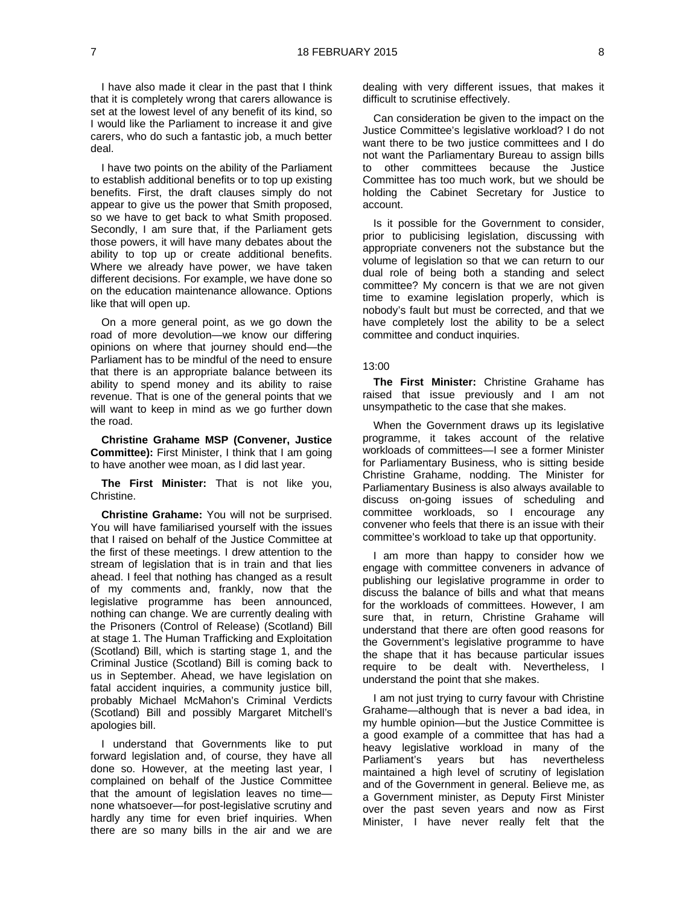I have also made it clear in the past that I think that it is completely wrong that carers allowance is set at the lowest level of any benefit of its kind, so I would like the Parliament to increase it and give carers, who do such a fantastic job, a much better deal.

I have two points on the ability of the Parliament to establish additional benefits or to top up existing benefits. First, the draft clauses simply do not appear to give us the power that Smith proposed, so we have to get back to what Smith proposed. Secondly, I am sure that, if the Parliament gets those powers, it will have many debates about the ability to top up or create additional benefits. Where we already have power, we have taken different decisions. For example, we have done so on the education maintenance allowance. Options like that will open up.

On a more general point, as we go down the road of more devolution—we know our differing opinions on where that journey should end—the Parliament has to be mindful of the need to ensure that there is an appropriate balance between its ability to spend money and its ability to raise revenue. That is one of the general points that we will want to keep in mind as we go further down the road.

**Christine Grahame MSP (Convener, Justice Committee):** First Minister, I think that I am going to have another wee moan, as I did last year.

**The First Minister:** That is not like you, Christine.

**Christine Grahame:** You will not be surprised. You will have familiarised yourself with the issues that I raised on behalf of the Justice Committee at the first of these meetings. I drew attention to the stream of legislation that is in train and that lies ahead. I feel that nothing has changed as a result of my comments and, frankly, now that the legislative programme has been announced, nothing can change. We are currently dealing with the Prisoners (Control of Release) (Scotland) Bill at stage 1. The Human Trafficking and Exploitation (Scotland) Bill, which is starting stage 1, and the Criminal Justice (Scotland) Bill is coming back to us in September. Ahead, we have legislation on fatal accident inquiries, a community justice bill, probably Michael McMahon's Criminal Verdicts (Scotland) Bill and possibly Margaret Mitchell's apologies bill.

I understand that Governments like to put forward legislation and, of course, they have all done so. However, at the meeting last year, I complained on behalf of the Justice Committee that the amount of legislation leaves no time—none whatsoever—for post-legislative scrutiny and hardly any time for even brief inquiries. When there are so many bills in the air and we are dealing with very different issues, that makes it difficult to scrutinise effectively.

Can consideration be given to the impact on the Justice Committee's legislative workload? I do not want there to be two justice committees and I do not want the Parliamentary Bureau to assign bills to other committees because the Justice Committee has too much work, but we should be holding the Cabinet Secretary for Justice to account.

Is it possible for the Government to consider, prior to publicising legislation, discussing with appropriate conveners not the substance but the volume of legislation so that we can return to our dual role of being both a standing and select committee? My concern is that we are not given time to examine legislation properly, which is nobody's fault but must be corrected, and that we have completely lost the ability to be a select committee and conduct inquiries.

13:00

**The First Minister:** Christine Grahame has raised that issue previously and I am not unsympathetic to the case that she makes.

When the Government draws up its legislative programme, it takes account of the relative workloads of committees—I see a former Minister for Parliamentary Business, who is sitting beside Christine Grahame, nodding. The Minister for Parliamentary Business is also always available to discuss on-going issues of scheduling and committee workloads, so I encourage any convener who feels that there is an issue with their committee's workload to take up that opportunity.

I am more than happy to consider how we engage with committee conveners in advance of publishing our legislative programme in order to discuss the balance of bills and what that means for the workloads of committees. However, I am sure that, in return, Christine Grahame will understand that there are often good reasons for the Government's legislative programme to have the shape that it has because particular issues require to be dealt with. Nevertheless, I understand the point that she makes.

I am not just trying to curry favour with Christine Grahame—although that is never a bad idea, in my humble opinion—but the Justice Committee is a good example of a committee that has had a heavy legislative workload in many of the Parliament's years but has nevertheless maintained a high level of scrutiny of legislation and of the Government in general. Believe me, as a Government minister, as Deputy First Minister over the past seven years and now as First Minister, I have never really felt that the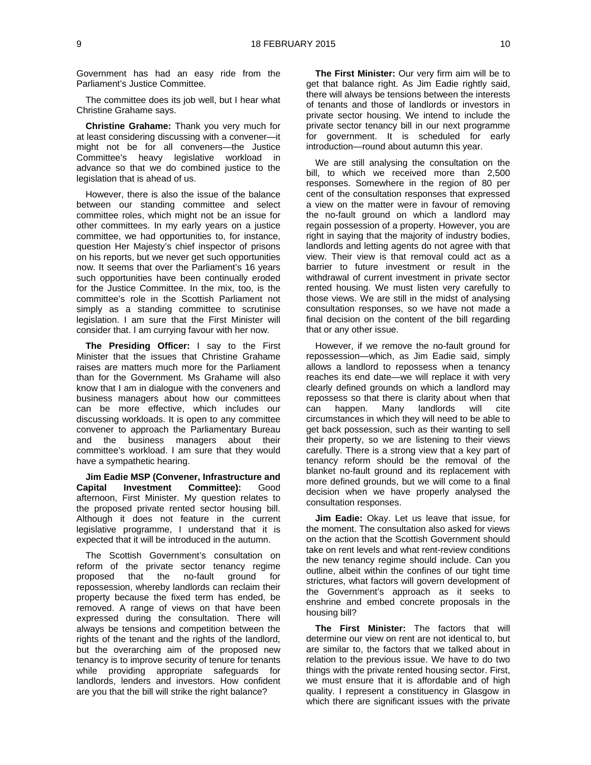Government has had an easy ride from the Parliament's Justice Committee.

The committee does its job well, but I hear what Christine Grahame says.

**Christine Grahame:** Thank you very much for at least considering discussing with a convener—it might not be for all conveners—the Justice Committee's heavy legislative workload in advance so that we do combined justice to the legislation that is ahead of us.

However, there is also the issue of the balance between our standing committee and select committee roles, which might not be an issue for other committees. In my early years on a justice committee, we had opportunities to, for instance, question Her Majesty's chief inspector of prisons on his reports, but we never get such opportunities now. It seems that over the Parliament's 16 years such opportunities have been continually eroded for the Justice Committee. In the mix, too, is the committee's role in the Scottish Parliament not simply as a standing committee to scrutinise legislation. I am sure that the First Minister will consider that. I am currying favour with her now.

**The Presiding Officer:** I say to the First Minister that the issues that Christine Grahame raises are matters much more for the Parliament than for the Government. Ms Grahame will also know that I am in dialogue with the conveners and business managers about how our committees can be more effective, which includes our discussing workloads. It is open to any committee convener to approach the Parliamentary Bureau and the business managers about their committee's workload. I am sure that they would have a sympathetic hearing.

**Jim Eadie MSP (Convener, Infrastructure and Capital Investment Committee):** Good afternoon, First Minister. My question relates to the proposed private rented sector housing bill. Although it does not feature in the current legislative programme, I understand that it is expected that it will be introduced in the autumn.

The Scottish Government's consultation on reform of the private sector tenancy regime proposed that the no-fault ground for repossession, whereby landlords can reclaim their property because the fixed term has ended, be removed. A range of views on that have been expressed during the consultation. There will always be tensions and competition between the rights of the tenant and the rights of the landlord, but the overarching aim of the proposed new tenancy is to improve security of tenure for tenants while providing appropriate safeguards for landlords, lenders and investors. How confident are you that the bill will strike the right balance?

**The First Minister:** Our very firm aim will be to get that balance right. As Jim Eadie rightly said, there will always be tensions between the interests of tenants and those of landlords or investors in private sector housing. We intend to include the private sector tenancy bill in our next programme for government. It is scheduled for early introduction—round about autumn this year.

We are still analysing the consultation on the bill, to which we received more than 2,500 responses. Somewhere in the region of 80 per cent of the consultation responses that expressed a view on the matter were in favour of removing the no-fault ground on which a landlord may regain possession of a property. However, you are right in saying that the majority of industry bodies, landlords and letting agents do not agree with that view. Their view is that removal could act as a barrier to future investment or result in the withdrawal of current investment in private sector rented housing. We must listen very carefully to those views. We are still in the midst of analysing consultation responses, so we have not made a final decision on the content of the bill regarding that or any other issue.

However, if we remove the no-fault ground for repossession—which, as Jim Eadie said, simply allows a landlord to repossess when a tenancy reaches its end date—we will replace it with very clearly defined grounds on which a landlord may repossess so that there is clarity about when that can happen. Many landlords will cite circumstances in which they will need to be able to get back possession, such as their wanting to sell their property, so we are listening to their views carefully. There is a strong view that a key part of tenancy reform should be the removal of the blanket no-fault ground and its replacement with more defined grounds, but we will come to a final decision when we have properly analysed the consultation responses.

**Jim Eadie:** Okay. Let us leave that issue, for the moment. The consultation also asked for views on the action that the Scottish Government should take on rent levels and what rent-review conditions the new tenancy regime should include. Can you outline, albeit within the confines of our tight time strictures, what factors will govern development of the Government's approach as it seeks to enshrine and embed concrete proposals in the housing bill?

**The First Minister:** The factors that will determine our view on rent are not identical to, but are similar to, the factors that we talked about in relation to the previous issue. We have to do two things with the private rented housing sector. First, we must ensure that it is affordable and of high quality. I represent a constituency in Glasgow in which there are significant issues with the private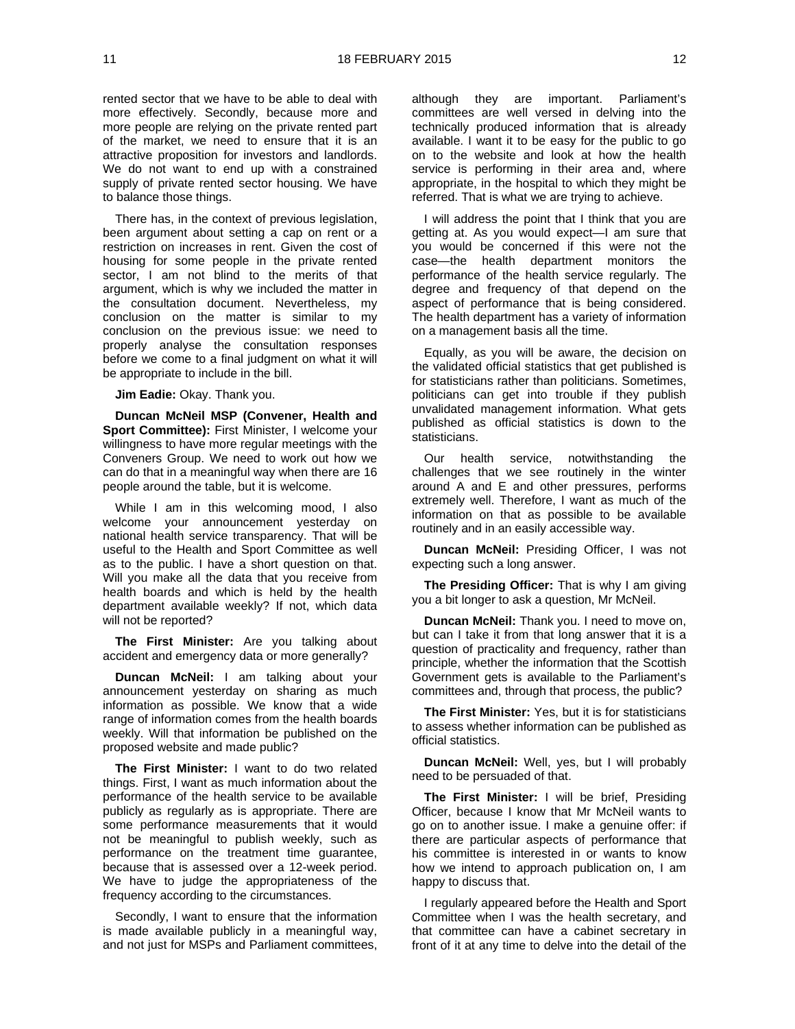rented sector that we have to be able to deal with more effectively. Secondly, because more and more people are relying on the private rented part of the market, we need to ensure that it is an attractive proposition for investors and landlords. We do not want to end up with a constrained supply of private rented sector housing. We have to balance those things.

There has, in the context of previous legislation, been argument about setting a cap on rent or a restriction on increases in rent. Given the cost of housing for some people in the private rented sector, I am not blind to the merits of that argument, which is why we included the matter in the consultation document. Nevertheless, my conclusion on the matter is similar to my conclusion on the previous issue: we need to properly analyse the consultation responses before we come to a final judgment on what it will be appropriate to include in the bill.

**Jim Eadie:** Okay. Thank you.

**Duncan McNeil MSP (Convener, Health and Sport Committee):** First Minister, I welcome your willingness to have more regular meetings with the Conveners Group. We need to work out how we can do that in a meaningful way when there are 16 people around the table, but it is welcome.

While I am in this welcoming mood, I also welcome your announcement yesterday on national health service transparency. That will be useful to the Health and Sport Committee as well as to the public. I have a short question on that. Will you make all the data that you receive from health boards and which is held by the health department available weekly? If not, which data will not be reported?

**The First Minister:** Are you talking about accident and emergency data or more generally?

**Duncan McNeil:** I am talking about your announcement yesterday on sharing as much information as possible. We know that a wide range of information comes from the health boards weekly. Will that information be published on the proposed website and made public?

**The First Minister:** I want to do two related things. First, I want as much information about the performance of the health service to be available publicly as regularly as is appropriate. There are some performance measurements that it would not be meaningful to publish weekly, such as performance on the treatment time guarantee, because that is assessed over a 12-week period. We have to judge the appropriateness of the frequency according to the circumstances.

Secondly, I want to ensure that the information is made available publicly in a meaningful way, and not just for MSPs and Parliament committees, although they are important. Parliament's committees are well versed in delving into the technically produced information that is already available. I want it to be easy for the public to go on to the website and look at how the health service is performing in their area and, where appropriate, in the hospital to which they might be referred. That is what we are trying to achieve.

I will address the point that I think that you are getting at. As you would expect—I am sure that you would be concerned if this were not the case—the health department monitors the performance of the health service regularly. The degree and frequency of that depend on the aspect of performance that is being considered. The health department has a variety of information on a management basis all the time.

Equally, as you will be aware, the decision on the validated official statistics that get published is for statisticians rather than politicians. Sometimes, politicians can get into trouble if they publish unvalidated management information. What gets published as official statistics is down to the statisticians.

Our health service, notwithstanding the challenges that we see routinely in the winter around A and E and other pressures, performs extremely well. Therefore, I want as much of the information on that as possible to be available routinely and in an easily accessible way.

**Duncan McNeil:** Presiding Officer, I was not expecting such a long answer.

**The Presiding Officer:** That is why I am giving you a bit longer to ask a question, Mr McNeil.

**Duncan McNeil:** Thank you. I need to move on, but can I take it from that long answer that it is a question of practicality and frequency, rather than principle, whether the information that the Scottish Government gets is available to the Parliament's committees and, through that process, the public?

**The First Minister:** Yes, but it is for statisticians to assess whether information can be published as official statistics.

**Duncan McNeil:** Well, yes, but I will probably need to be persuaded of that.

**The First Minister:** I will be brief, Presiding Officer, because I know that Mr McNeil wants to go on to another issue. I make a genuine offer: if there are particular aspects of performance that his committee is interested in or wants to know how we intend to approach publication on, I am happy to discuss that.

I regularly appeared before the Health and Sport Committee when I was the health secretary, and that committee can have a cabinet secretary in front of it at any time to delve into the detail of the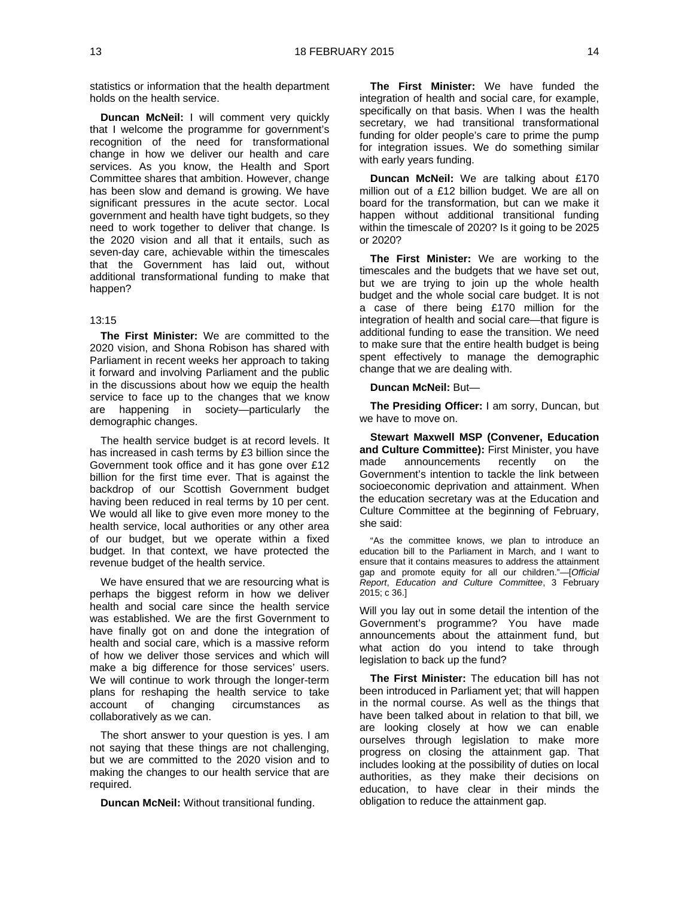statistics or information that the health department holds on the health service.

**Duncan McNeil:** I will comment very quickly that I welcome the programme for government's recognition of the need for transformational change in how we deliver our health and care services. As you know, the Health and Sport Committee shares that ambition. However, change has been slow and demand is growing. We have significant pressures in the acute sector. Local government and health have tight budgets, so they need to work together to deliver that change. Is the 2020 vision and all that it entails, such as seven-day care, achievable within the timescales that the Government has laid out, without additional transformational funding to make that happen?

13:15

**The First Minister:** We are committed to the 2020 vision, and Shona Robison has shared with Parliament in recent weeks her approach to taking it forward and involving Parliament and the public in the discussions about how we equip the health service to face up to the changes that we know are happening in society—particularly the demographic changes.

The health service budget is at record levels. It has increased in cash terms by £3 billion since the Government took office and it has gone over £12 billion for the first time ever. That is against the backdrop of our Scottish Government budget having been reduced in real terms by 10 per cent. We would all like to give even more money to the health service, local authorities or any other area of our budget, but we operate within a fixed budget. In that context, we have protected the revenue budget of the health service.

We have ensured that we are resourcing what is perhaps the biggest reform in how we deliver health and social care since the health service was established. We are the first Government to have finally got on and done the integration of health and social care, which is a massive reform of how we deliver those services and which will make a big difference for those services' users. We will continue to work through the longer-term plans for reshaping the health service to take account of changing circumstances as collaboratively as we can.

The short answer to your question is yes. I am not saying that these things are not challenging, but we are committed to the 2020 vision and to making the changes to our health service that are required.

**Duncan McNeil:** Without transitional funding.

**The First Minister:** We have funded the integration of health and social care, for example, specifically on that basis. When I was the health secretary, we had transitional transformational funding for older people's care to prime the pump for integration issues. We do something similar with early years funding.

**Duncan McNeil:** We are talking about £170 million out of a £12 billion budget. We are all on board for the transformation, but can we make it happen without additional transitional funding within the timescale of 2020? Is it going to be 2025 or 2020?

**The First Minister:** We are working to the timescales and the budgets that we have set out, but we are trying to join up the whole health budget and the whole social care budget. It is not a case of there being £170 million for the integration of health and social care—that figure is additional funding to ease the transition. We need to make sure that the entire health budget is being spent effectively to manage the demographic change that we are dealing with.

**Duncan McNeil:** But—

**The Presiding Officer:** I am sorry, Duncan, but we have to move on.

**Stewart Maxwell MSP (Convener, Education and Culture Committee):** First Minister, you have made announcements recently on the Government's intention to tackle the link between socioeconomic deprivation and attainment. When the education secretary was at the Education and Culture Committee at the beginning of February, she said:

> "As the committee knows, we plan to introduce an education bill to the Parliament in March, and I want to ensure that it contains measures to address the attainment gap and promote equity for all our children."—[*Official Report*, *Education and Culture Committee*, 3 February 2015; c 36.]

Will you lay out in some detail the intention of the Government's programme? You have made announcements about the attainment fund, but what action do you intend to take through legislation to back up the fund?

**The First Minister:** The education bill has not been introduced in Parliament yet; that will happen in the normal course. As well as the things that have been talked about in relation to that bill, we are looking closely at how we can enable ourselves through legislation to make more progress on closing the attainment gap. That includes looking at the possibility of duties on local authorities, as they make their decisions on education, to have clear in their minds the obligation to reduce the attainment gap.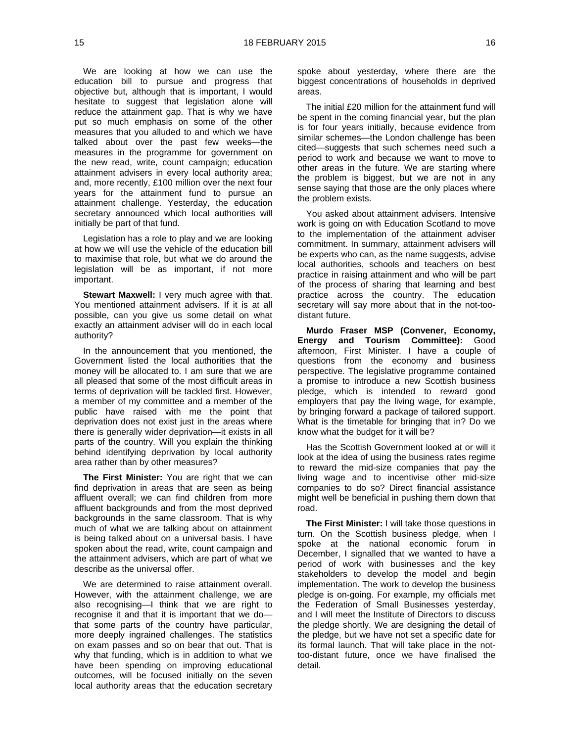We are looking at how we can use the education bill to pursue and progress that objective but, although that is important, I would hesitate to suggest that legislation alone will reduce the attainment gap. That is why we have put so much emphasis on some of the other measures that you alluded to and which we have talked about over the past few weeks—the measures in the programme for government on the new read, write, count campaign; education attainment advisers in every local authority area; and, more recently, £100 million over the next four years for the attainment fund to pursue an attainment challenge. Yesterday, the education secretary announced which local authorities will initially be part of that fund.

Legislation has a role to play and we are looking at how we will use the vehicle of the education bill to maximise that role, but what we do around the legislation will be as important, if not more important.

**Stewart Maxwell:** I very much agree with that. You mentioned attainment advisers. If it is at all possible, can you give us some detail on what exactly an attainment adviser will do in each local authority?

In the announcement that you mentioned, the Government listed the local authorities that the money will be allocated to. I am sure that we are all pleased that some of the most difficult areas in terms of deprivation will be tackled first. However, a member of my committee and a member of the public have raised with me the point that deprivation does not exist just in the areas where there is generally wider deprivation—it exists in all parts of the country. Will you explain the thinking behind identifying deprivation by local authority area rather than by other measures?

**The First Minister:** You are right that we can find deprivation in areas that are seen as being affluent overall; we can find children from more affluent backgrounds and from the most deprived backgrounds in the same classroom. That is why much of what we are talking about on attainment is being talked about on a universal basis. I have spoken about the read, write, count campaign and the attainment advisers, which are part of what we describe as the universal offer.

We are determined to raise attainment overall. However, with the attainment challenge, we are also recognising—I think that we are right to recognise it and that it is important that we do—that some parts of the country have particular, more deeply ingrained challenges. The statistics on exam passes and so on bear that out. That is why that funding, which is in addition to what we have been spending on improving educational outcomes, will be focused initially on the seven local authority areas that the education secretary spoke about yesterday, where there are the biggest concentrations of households in deprived areas.

The initial £20 million for the attainment fund will be spent in the coming financial year, but the plan is for four years initially, because evidence from similar schemes—the London challenge has been cited—suggests that such schemes need such a period to work and because we want to move to other areas in the future. We are starting where the problem is biggest, but we are not in any sense saying that those are the only places where the problem exists.

You asked about attainment advisers. Intensive work is going on with Education Scotland to move to the implementation of the attainment adviser commitment. In summary, attainment advisers will be experts who can, as the name suggests, advise local authorities, schools and teachers on best practice in raising attainment and who will be part of the process of sharing that learning and best practice across the country. The education secretary will say more about that in the not-too-distant future.

**Murdo Fraser MSP (Convener, Economy, Energy and Tourism Committee):** Good afternoon, First Minister. I have a couple of questions from the economy and business perspective. The legislative programme contained a promise to introduce a new Scottish business pledge, which is intended to reward good employers that pay the living wage, for example, by bringing forward a package of tailored support. What is the timetable for bringing that in? Do we know what the budget for it will be?

Has the Scottish Government looked at or will it look at the idea of using the business rates regime to reward the mid-size companies that pay the living wage and to incentivise other mid-size companies to do so? Direct financial assistance might well be beneficial in pushing them down that road.

**The First Minister:** I will take those questions in turn. On the Scottish business pledge, when I spoke at the national economic forum in December, I signalled that we wanted to have a period of work with businesses and the key stakeholders to develop the model and begin implementation. The work to develop the business pledge is on-going. For example, my officials met the Federation of Small Businesses yesterday, and I will meet the Institute of Directors to discuss the pledge shortly. We are designing the detail of the pledge, but we have not set a specific date for its formal launch. That will take place in the not-too-distant future, once we have finalised the detail.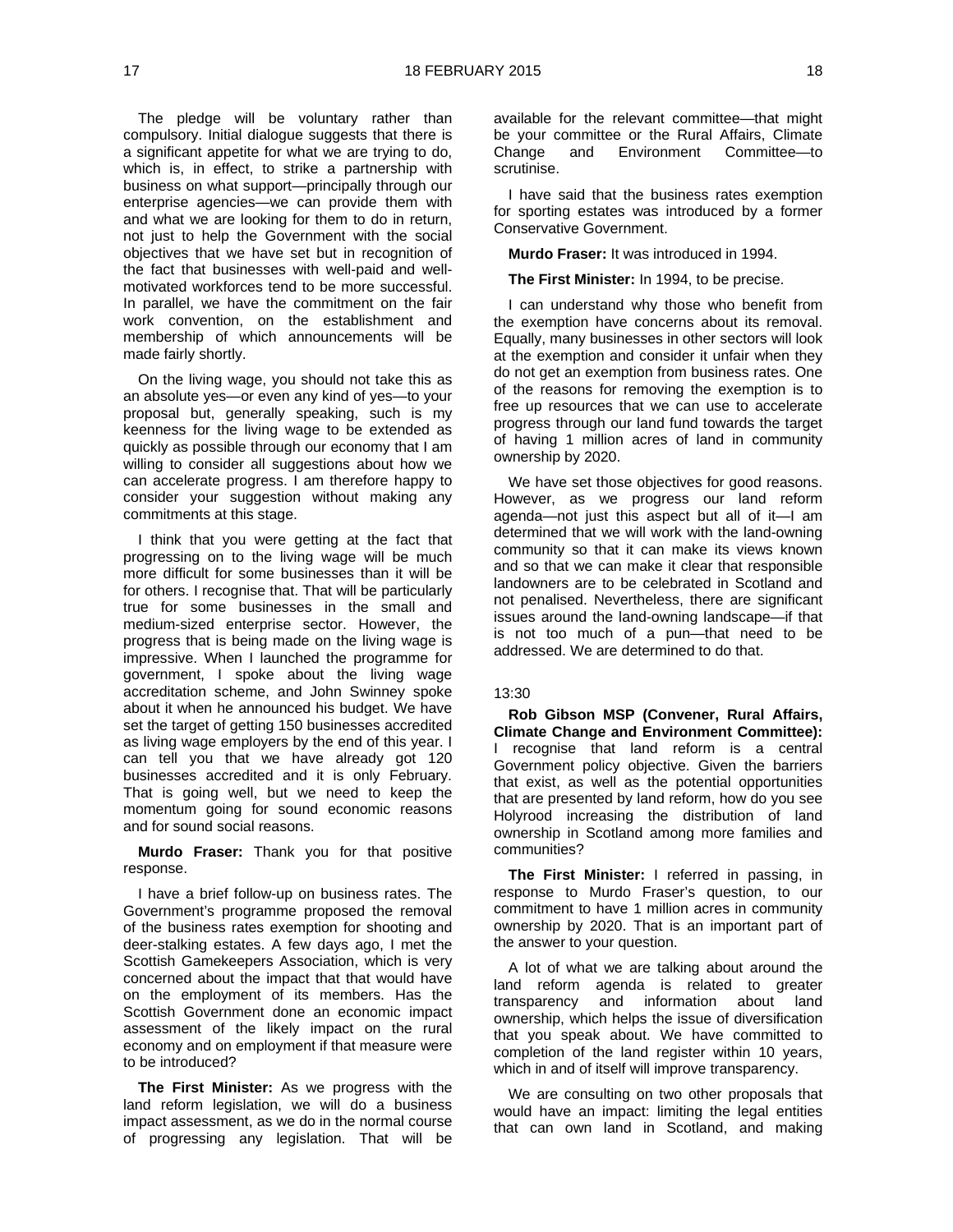The pledge will be voluntary rather than compulsory. Initial dialogue suggests that there is a significant appetite for what we are trying to do, which is, in effect, to strike a partnership with business on what support—principally through our enterprise agencies—we can provide them with and what we are looking for them to do in return, not just to help the Government with the social objectives that we have set but in recognition of the fact that businesses with well-paid and well-motivated workforces tend to be more successful. In parallel, we have the commitment on the fair work convention, on the establishment and membership of which announcements will be made fairly shortly.

On the living wage, you should not take this as an absolute yes—or even any kind of yes—to your proposal but, generally speaking, such is my keenness for the living wage to be extended as quickly as possible through our economy that I am willing to consider all suggestions about how we can accelerate progress. I am therefore happy to consider your suggestion without making any commitments at this stage.

I think that you were getting at the fact that progressing on to the living wage will be much more difficult for some businesses than it will be for others. I recognise that. That will be particularly true for some businesses in the small and medium-sized enterprise sector. However, the progress that is being made on the living wage is impressive. When I launched the programme for government, I spoke about the living wage accreditation scheme, and John Swinney spoke about it when he announced his budget. We have set the target of getting 150 businesses accredited as living wage employers by the end of this year. I can tell you that we have already got 120 businesses accredited and it is only February. That is going well, but we need to keep the momentum going for sound economic reasons and for sound social reasons.

**Murdo Fraser:** Thank you for that positive response.

I have a brief follow-up on business rates. The Government's programme proposed the removal of the business rates exemption for shooting and deer-stalking estates. A few days ago, I met the Scottish Gamekeepers Association, which is very concerned about the impact that that would have on the employment of its members. Has the Scottish Government done an economic impact assessment of the likely impact on the rural economy and on employment if that measure were to be introduced?

**The First Minister:** As we progress with the land reform legislation, we will do a business impact assessment, as we do in the normal course of progressing any legislation. That will be available for the relevant committee—that might be your committee or the Rural Affairs, Climate Change and Environment Committee—to scrutinise.

I have said that the business rates exemption for sporting estates was introduced by a former Conservative Government.

**Murdo Fraser:** It was introduced in 1994.

**The First Minister:** In 1994, to be precise.

I can understand why those who benefit from the exemption have concerns about its removal. Equally, many businesses in other sectors will look at the exemption and consider it unfair when they do not get an exemption from business rates. One of the reasons for removing the exemption is to free up resources that we can use to accelerate progress through our land fund towards the target of having 1 million acres of land in community ownership by 2020.

We have set those objectives for good reasons. However, as we progress our land reform agenda—not just this aspect but all of it—I am determined that we will work with the land-owning community so that it can make its views known and so that we can make it clear that responsible landowners are to be celebrated in Scotland and not penalised. Nevertheless, there are significant issues around the land-owning landscape—if that is not too much of a pun—that need to be addressed. We are determined to do that.

13:30

**Rob Gibson MSP (Convener, Rural Affairs, Climate Change and Environment Committee):** I recognise that land reform is a central Government policy objective. Given the barriers that exist, as well as the potential opportunities that are presented by land reform, how do you see Holyrood increasing the distribution of land ownership in Scotland among more families and communities?

**The First Minister:** I referred in passing, in response to Murdo Fraser's question, to our commitment to have 1 million acres in community ownership by 2020. That is an important part of the answer to your question.

A lot of what we are talking about around the land reform agenda is related to greater transparency and information about land ownership, which helps the issue of diversification that you speak about. We have committed to completion of the land register within 10 years, which in and of itself will improve transparency.

We are consulting on two other proposals that would have an impact: limiting the legal entities that can own land in Scotland, and making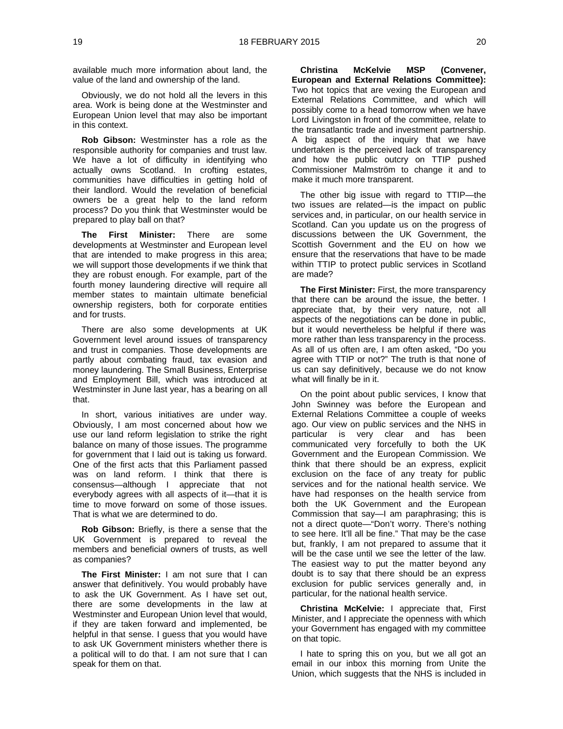available much more information about land, the value of the land and ownership of the land.

Obviously, we do not hold all the levers in this area. Work is being done at the Westminster and European Union level that may also be important in this context.

**Rob Gibson:** Westminster has a role as the responsible authority for companies and trust law. We have a lot of difficulty in identifying who actually owns Scotland. In crofting estates, communities have difficulties in getting hold of their landlord. Would the revelation of beneficial owners be a great help to the land reform process? Do you think that Westminster would be prepared to play ball on that?

**The First Minister:** There are some developments at Westminster and European level that are intended to make progress in this area; we will support those developments if we think that they are robust enough. For example, part of the fourth money laundering directive will require all member states to maintain ultimate beneficial ownership registers, both for corporate entities and for trusts.

There are also some developments at UK Government level around issues of transparency and trust in companies. Those developments are partly about combating fraud, tax evasion and money laundering. The Small Business, Enterprise and Employment Bill, which was introduced at Westminster in June last year, has a bearing on all that.

In short, various initiatives are under way. Obviously, I am most concerned about how we use our land reform legislation to strike the right balance on many of those issues. The programme for government that I laid out is taking us forward. One of the first acts that this Parliament passed was on land reform. I think that there is consensus—although I appreciate that not everybody agrees with all aspects of it—that it is time to move forward on some of those issues. That is what we are determined to do.

**Rob Gibson:** Briefly, is there a sense that the UK Government is prepared to reveal the members and beneficial owners of trusts, as well as companies?

**The First Minister:** I am not sure that I can answer that definitively. You would probably have to ask the UK Government. As I have set out, there are some developments in the law at Westminster and European Union level that would, if they are taken forward and implemented, be helpful in that sense. I guess that you would have to ask UK Government ministers whether there is a political will to do that. I am not sure that I can speak for them on that.

**Christina McKelvie MSP (Convener, European and External Relations Committee):** Two hot topics that are vexing the European and External Relations Committee, and which will possibly come to a head tomorrow when we have Lord Livingston in front of the committee, relate to the transatlantic trade and investment partnership. A big aspect of the inquiry that we have undertaken is the perceived lack of transparency and how the public outcry on TTIP pushed Commissioner Malmström to change it and to make it much more transparent.

The other big issue with regard to TTIP—the two issues are related—is the impact on public services and, in particular, on our health service in Scotland. Can you update us on the progress of discussions between the UK Government, the Scottish Government and the EU on how we ensure that the reservations that have to be made within TTIP to protect public services in Scotland are made?

**The First Minister:** First, the more transparency that there can be around the issue, the better. I appreciate that, by their very nature, not all aspects of the negotiations can be done in public, but it would nevertheless be helpful if there was more rather than less transparency in the process. As all of us often are, I am often asked, "Do you agree with TTIP or not?" The truth is that none of us can say definitively, because we do not know what will finally be in it.

On the point about public services, I know that John Swinney was before the European and External Relations Committee a couple of weeks ago. Our view on public services and the NHS in particular is very clear and has been communicated very forcefully to both the UK Government and the European Commission. We think that there should be an express, explicit exclusion on the face of any treaty for public services and for the national health service. We have had responses on the health service from both the UK Government and the European Commission that say—I am paraphrasing; this is not a direct quote—"Don't worry. There's nothing to see here. It'll all be fine." That may be the case but, frankly, I am not prepared to assume that it will be the case until we see the letter of the law. The easiest way to put the matter beyond any doubt is to say that there should be an express exclusion for public services generally and, in particular, for the national health service.

**Christina McKelvie:** I appreciate that, First Minister, and I appreciate the openness with which your Government has engaged with my committee on that topic.

I hate to spring this on you, but we all got an email in our inbox this morning from Unite the Union, which suggests that the NHS is included in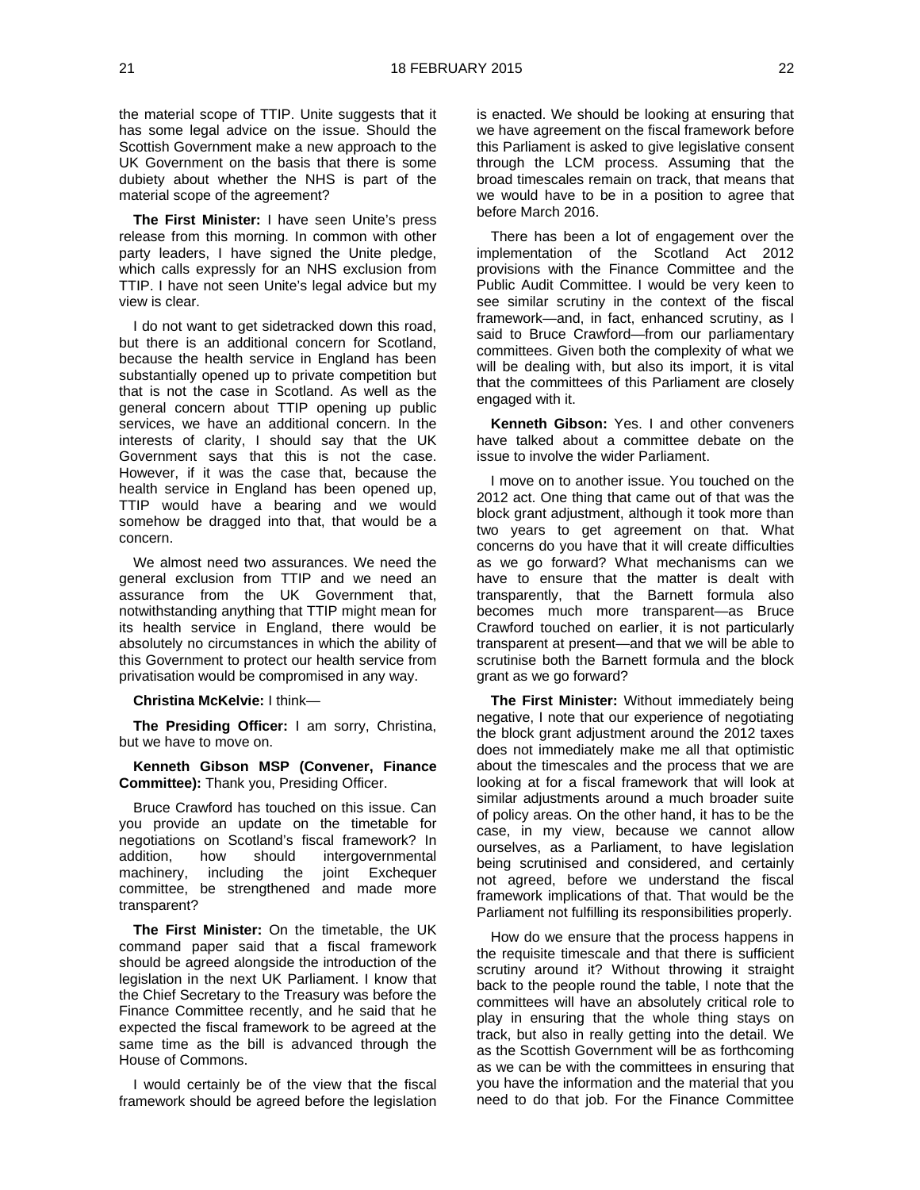the material scope of TTIP. Unite suggests that it has some legal advice on the issue. Should the Scottish Government make a new approach to the UK Government on the basis that there is some dubiety about whether the NHS is part of the material scope of the agreement?

**The First Minister:** I have seen Unite's press release from this morning. In common with other party leaders, I have signed the Unite pledge, which calls expressly for an NHS exclusion from TTIP. I have not seen Unite's legal advice but my view is clear.

I do not want to get sidetracked down this road, but there is an additional concern for Scotland, because the health service in England has been substantially opened up to private competition but that is not the case in Scotland. As well as the general concern about TTIP opening up public services, we have an additional concern. In the interests of clarity, I should say that the UK Government says that this is not the case. However, if it was the case that, because the health service in England has been opened up, TTIP would have a bearing and we would somehow be dragged into that, that would be a concern.

We almost need two assurances. We need the general exclusion from TTIP and we need an assurance from the UK Government that, notwithstanding anything that TTIP might mean for its health service in England, there would be absolutely no circumstances in which the ability of this Government to protect our health service from privatisation would be compromised in any way.

**Christina McKelvie:** I think—

**The Presiding Officer:** I am sorry, Christina, but we have to move on.

**Kenneth Gibson MSP (Convener, Finance Committee):** Thank you, Presiding Officer.

Bruce Crawford has touched on this issue. Can you provide an update on the timetable for negotiations on Scotland's fiscal framework? In addition, how should intergovernmental machinery, including the joint Exchequer committee, be strengthened and made more transparent?

**The First Minister:** On the timetable, the UK command paper said that a fiscal framework should be agreed alongside the introduction of the legislation in the next UK Parliament. I know that the Chief Secretary to the Treasury was before the Finance Committee recently, and he said that he expected the fiscal framework to be agreed at the same time as the bill is advanced through the House of Commons.

I would certainly be of the view that the fiscal framework should be agreed before the legislation is enacted. We should be looking at ensuring that we have agreement on the fiscal framework before this Parliament is asked to give legislative consent through the LCM process. Assuming that the broad timescales remain on track, that means that we would have to be in a position to agree that before March 2016.

There has been a lot of engagement over the implementation of the Scotland Act 2012 provisions with the Finance Committee and the Public Audit Committee. I would be very keen to see similar scrutiny in the context of the fiscal framework—and, in fact, enhanced scrutiny, as I said to Bruce Crawford—from our parliamentary committees. Given both the complexity of what we will be dealing with, but also its import, it is vital that the committees of this Parliament are closely engaged with it.

**Kenneth Gibson:** Yes. I and other conveners have talked about a committee debate on the issue to involve the wider Parliament.

I move on to another issue. You touched on the 2012 act. One thing that came out of that was the block grant adjustment, although it took more than two years to get agreement on that. What concerns do you have that it will create difficulties as we go forward? What mechanisms can we have to ensure that the matter is dealt with transparently, that the Barnett formula also becomes much more transparent—as Bruce Crawford touched on earlier, it is not particularly transparent at present—and that we will be able to scrutinise both the Barnett formula and the block grant as we go forward?

**The First Minister:** Without immediately being negative, I note that our experience of negotiating the block grant adjustment around the 2012 taxes does not immediately make me all that optimistic about the timescales and the process that we are looking at for a fiscal framework that will look at similar adjustments around a much broader suite of policy areas. On the other hand, it has to be the case, in my view, because we cannot allow ourselves, as a Parliament, to have legislation being scrutinised and considered, and certainly not agreed, before we understand the fiscal framework implications of that. That would be the Parliament not fulfilling its responsibilities properly.

How do we ensure that the process happens in the requisite timescale and that there is sufficient scrutiny around it? Without throwing it straight back to the people round the table, I note that the committees will have an absolutely critical role to play in ensuring that the whole thing stays on track, but also in really getting into the detail. We as the Scottish Government will be as forthcoming as we can be with the committees in ensuring that you have the information and the material that you need to do that job. For the Finance Committee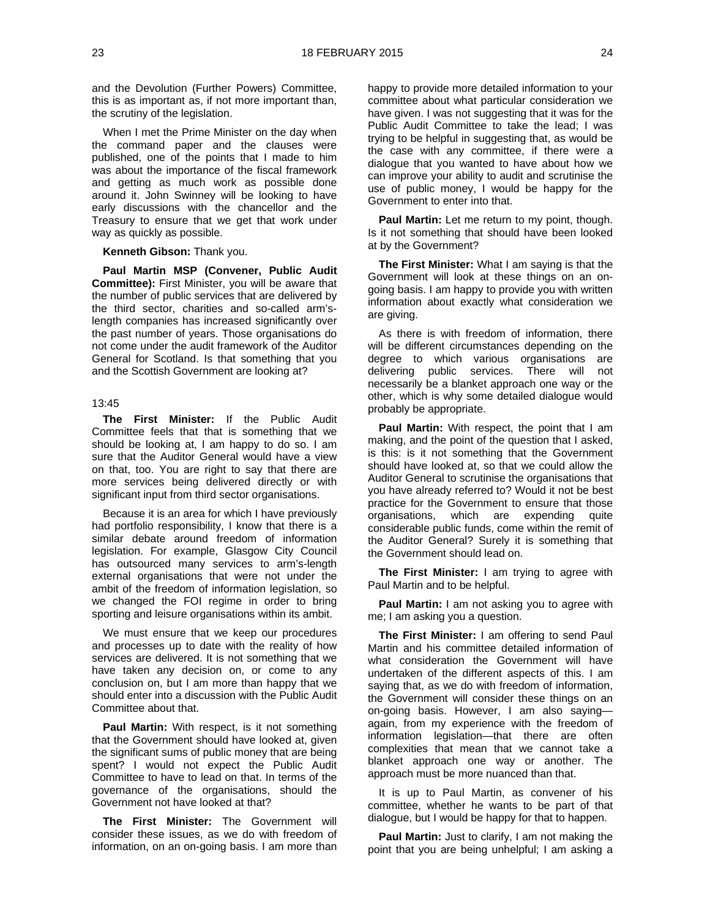and the Devolution (Further Powers) Committee, this is as important as, if not more important than, the scrutiny of the legislation.

When I met the Prime Minister on the day when the command paper and the clauses were published, one of the points that I made to him was about the importance of the fiscal framework and getting as much work as possible done around it. John Swinney will be looking to have early discussions with the chancellor and the Treasury to ensure that we get that work under way as quickly as possible.

**Kenneth Gibson:** Thank you.

**Paul Martin MSP (Convener, Public Audit Committee):** First Minister, you will be aware that the number of public services that are delivered by the third sector, charities and so-called arm's-length companies has increased significantly over the past number of years. Those organisations do not come under the audit framework of the Auditor General for Scotland. Is that something that you and the Scottish Government are looking at?

13:45

**The First Minister:** If the Public Audit Committee feels that that is something that we should be looking at, I am happy to do so. I am sure that the Auditor General would have a view on that, too. You are right to say that there are more services being delivered directly or with significant input from third sector organisations.

Because it is an area for which I have previously had portfolio responsibility, I know that there is a similar debate around freedom of information legislation. For example, Glasgow City Council has outsourced many services to arm's-length external organisations that were not under the ambit of the freedom of information legislation, so we changed the FOI regime in order to bring sporting and leisure organisations within its ambit.

We must ensure that we keep our procedures and processes up to date with the reality of how services are delivered. It is not something that we have taken any decision on, or come to any conclusion on, but I am more than happy that we should enter into a discussion with the Public Audit Committee about that.

**Paul Martin:** With respect, is it not something that the Government should have looked at, given the significant sums of public money that are being spent? I would not expect the Public Audit Committee to have to lead on that. In terms of the governance of the organisations, should the Government not have looked at that?

**The First Minister:** The Government will consider these issues, as we do with freedom of information, on an on-going basis. I am more than happy to provide more detailed information to your committee about what particular consideration we have given. I was not suggesting that it was for the Public Audit Committee to take the lead; I was trying to be helpful in suggesting that, as would be the case with any committee, if there were a dialogue that you wanted to have about how we can improve your ability to audit and scrutinise the use of public money, I would be happy for the Government to enter into that.

**Paul Martin:** Let me return to my point, though. Is it not something that should have been looked at by the Government?

**The First Minister:** What I am saying is that the Government will look at these things on an on-going basis. I am happy to provide you with written information about exactly what consideration we are giving.

As there is with freedom of information, there will be different circumstances depending on the degree to which various organisations are delivering public services. There will not necessarily be a blanket approach one way or the other, which is why some detailed dialogue would probably be appropriate.

**Paul Martin:** With respect, the point that I am making, and the point of the question that I asked, is this: is it not something that the Government should have looked at, so that we could allow the Auditor General to scrutinise the organisations that you have already referred to? Would it not be best practice for the Government to ensure that those organisations, which are expending quite considerable public funds, come within the remit of the Auditor General? Surely it is something that the Government should lead on.

**The First Minister:** I am trying to agree with Paul Martin and to be helpful.

**Paul Martin:** I am not asking you to agree with me; I am asking you a question.

**The First Minister:** I am offering to send Paul Martin and his committee detailed information of what consideration the Government will have undertaken of the different aspects of this. I am saying that, as we do with freedom of information, the Government will consider these things on an on-going basis. However, I am also saying—again, from my experience with the freedom of information legislation—that there are often complexities that mean that we cannot take a blanket approach one way or another. The approach must be more nuanced than that.

It is up to Paul Martin, as convener of his committee, whether he wants to be part of that dialogue, but I would be happy for that to happen.

**Paul Martin:** Just to clarify, I am not making the point that you are being unhelpful; I am asking a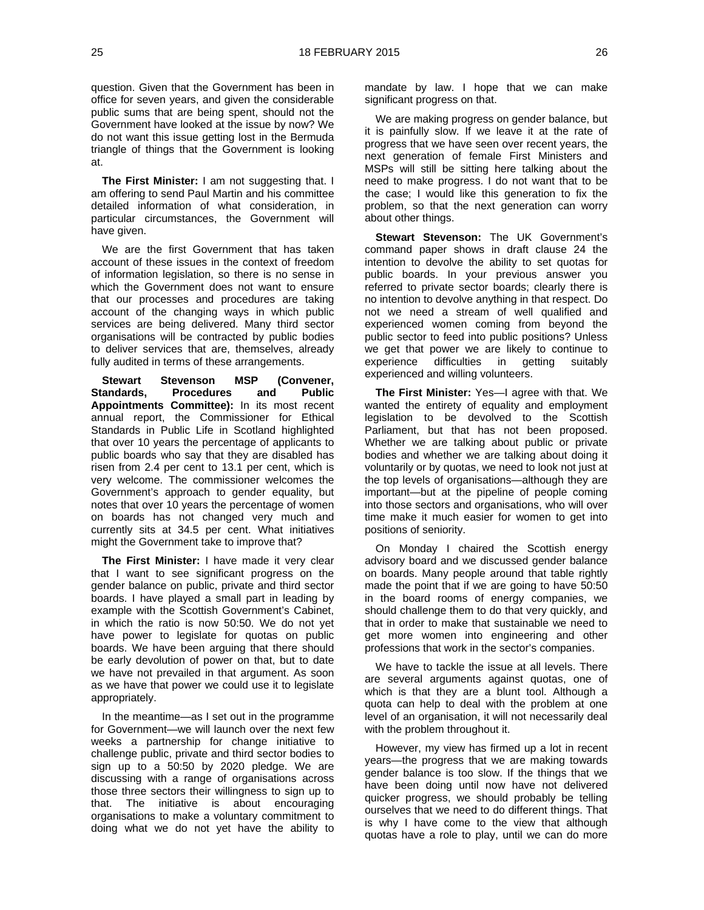question. Given that the Government has been in office for seven years, and given the considerable public sums that are being spent, should not the Government have looked at the issue by now? We do not want this issue getting lost in the Bermuda triangle of things that the Government is looking at.

**The First Minister:** I am not suggesting that. I am offering to send Paul Martin and his committee detailed information of what consideration, in particular circumstances, the Government will have given.

We are the first Government that has taken account of these issues in the context of freedom of information legislation, so there is no sense in which the Government does not want to ensure that our processes and procedures are taking account of the changing ways in which public services are being delivered. Many third sector organisations will be contracted by public bodies to deliver services that are, themselves, already fully audited in terms of these arrangements.

**Stewart Stevenson MSP (Convener, Standards, Procedures and Public Appointments Committee):** In its most recent annual report, the Commissioner for Ethical Standards in Public Life in Scotland highlighted that over 10 years the percentage of applicants to public boards who say that they are disabled has risen from 2.4 per cent to 13.1 per cent, which is very welcome. The commissioner welcomes the Government's approach to gender equality, but notes that over 10 years the percentage of women on boards has not changed very much and currently sits at 34.5 per cent. What initiatives might the Government take to improve that?

**The First Minister:** I have made it very clear that I want to see significant progress on the gender balance on public, private and third sector boards. I have played a small part in leading by example with the Scottish Government's Cabinet, in which the ratio is now 50:50. We do not yet have power to legislate for quotas on public boards. We have been arguing that there should be early devolution of power on that, but to date we have not prevailed in that argument. As soon as we have that power we could use it to legislate appropriately.

In the meantime—as I set out in the programme for Government—we will launch over the next few weeks a partnership for change initiative to challenge public, private and third sector bodies to sign up to a 50:50 by 2020 pledge. We are discussing with a range of organisations across those three sectors their willingness to sign up to that. The initiative is about encouraging organisations to make a voluntary commitment to doing what we do not yet have the ability to mandate by law. I hope that we can make significant progress on that.

We are making progress on gender balance, but it is painfully slow. If we leave it at the rate of progress that we have seen over recent years, the next generation of female First Ministers and MSPs will still be sitting here talking about the need to make progress. I do not want that to be the case; I would like this generation to fix the problem, so that the next generation can worry about other things.

**Stewart Stevenson:** The UK Government's command paper shows in draft clause 24 the intention to devolve the ability to set quotas for public boards. In your previous answer you referred to private sector boards; clearly there is no intention to devolve anything in that respect. Do not we need a stream of well qualified and experienced women coming from beyond the public sector to feed into public positions? Unless we get that power we are likely to continue to experience difficulties in getting suitably experienced and willing volunteers.

**The First Minister:** Yes—I agree with that. We wanted the entirety of equality and employment legislation to be devolved to the Scottish Parliament, but that has not been proposed. Whether we are talking about public or private bodies and whether we are talking about doing it voluntarily or by quotas, we need to look not just at the top levels of organisations—although they are important—but at the pipeline of people coming into those sectors and organisations, who will over time make it much easier for women to get into positions of seniority.

On Monday I chaired the Scottish energy advisory board and we discussed gender balance on boards. Many people around that table rightly made the point that if we are going to have 50:50 in the board rooms of energy companies, we should challenge them to do that very quickly, and that in order to make that sustainable we need to get more women into engineering and other professions that work in the sector's companies.

We have to tackle the issue at all levels. There are several arguments against quotas, one of which is that they are a blunt tool. Although a quota can help to deal with the problem at one level of an organisation, it will not necessarily deal with the problem throughout it.

However, my view has firmed up a lot in recent years—the progress that we are making towards gender balance is too slow. If the things that we have been doing until now have not delivered quicker progress, we should probably be telling ourselves that we need to do different things. That is why I have come to the view that although quotas have a role to play, until we can do more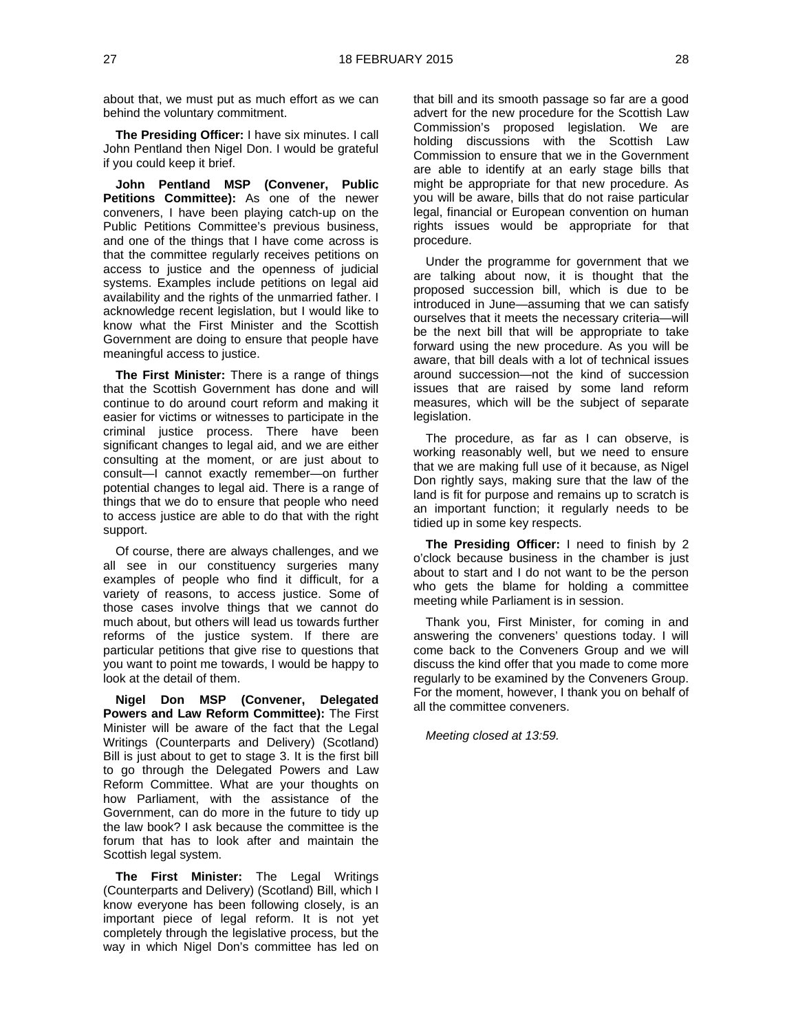about that, we must put as much effort as we can behind the voluntary commitment.

**The Presiding Officer:** I have six minutes. I call John Pentland then Nigel Don. I would be grateful if you could keep it brief.

**John Pentland MSP (Convener, Public Petitions Committee):** As one of the newer conveners, I have been playing catch-up on the Public Petitions Committee's previous business, and one of the things that I have come across is that the committee regularly receives petitions on access to justice and the openness of judicial systems. Examples include petitions on legal aid availability and the rights of the unmarried father. I acknowledge recent legislation, but I would like to know what the First Minister and the Scottish Government are doing to ensure that people have meaningful access to justice.

**The First Minister:** There is a range of things that the Scottish Government has done and will continue to do around court reform and making it easier for victims or witnesses to participate in the criminal justice process. There have been significant changes to legal aid, and we are either consulting at the moment, or are just about to consult—I cannot exactly remember—on further potential changes to legal aid. There is a range of things that we do to ensure that people who need to access justice are able to do that with the right support.

Of course, there are always challenges, and we all see in our constituency surgeries many examples of people who find it difficult, for a variety of reasons, to access justice. Some of those cases involve things that we cannot do much about, but others will lead us towards further reforms of the justice system. If there are particular petitions that give rise to questions that you want to point me towards, I would be happy to look at the detail of them.

**Nigel Don MSP (Convener, Delegated Powers and Law Reform Committee):** The First Minister will be aware of the fact that the Legal Writings (Counterparts and Delivery) (Scotland) Bill is just about to get to stage 3. It is the first bill to go through the Delegated Powers and Law Reform Committee. What are your thoughts on how Parliament, with the assistance of the Government, can do more in the future to tidy up the law book? I ask because the committee is the forum that has to look after and maintain the Scottish legal system.

**The First Minister:** The Legal Writings (Counterparts and Delivery) (Scotland) Bill, which I know everyone has been following closely, is an important piece of legal reform. It is not yet completely through the legislative process, but the way in which Nigel Don's committee has led on that bill and its smooth passage so far are a good advert for the new procedure for the Scottish Law Commission's proposed legislation. We are holding discussions with the Scottish Law Commission to ensure that we in the Government are able to identify at an early stage bills that might be appropriate for that new procedure. As you will be aware, bills that do not raise particular legal, financial or European convention on human rights issues would be appropriate for that procedure.

Under the programme for government that we are talking about now, it is thought that the proposed succession bill, which is due to be introduced in June—assuming that we can satisfy ourselves that it meets the necessary criteria—will be the next bill that will be appropriate to take forward using the new procedure. As you will be aware, that bill deals with a lot of technical issues around succession—not the kind of succession issues that are raised by some land reform measures, which will be the subject of separate legislation.

The procedure, as far as I can observe, is working reasonably well, but we need to ensure that we are making full use of it because, as Nigel Don rightly says, making sure that the law of the land is fit for purpose and remains up to scratch is an important function; it regularly needs to be tidied up in some key respects.

**The Presiding Officer:** I need to finish by 2 o'clock because business in the chamber is just about to start and I do not want to be the person who gets the blame for holding a committee meeting while Parliament is in session.

Thank you, First Minister, for coming in and answering the conveners' questions today. I will come back to the Conveners Group and we will discuss the kind offer that you made to come more regularly to be examined by the Conveners Group. For the moment, however, I thank you on behalf of all the committee conveners.

*Meeting closed at 13:59.*